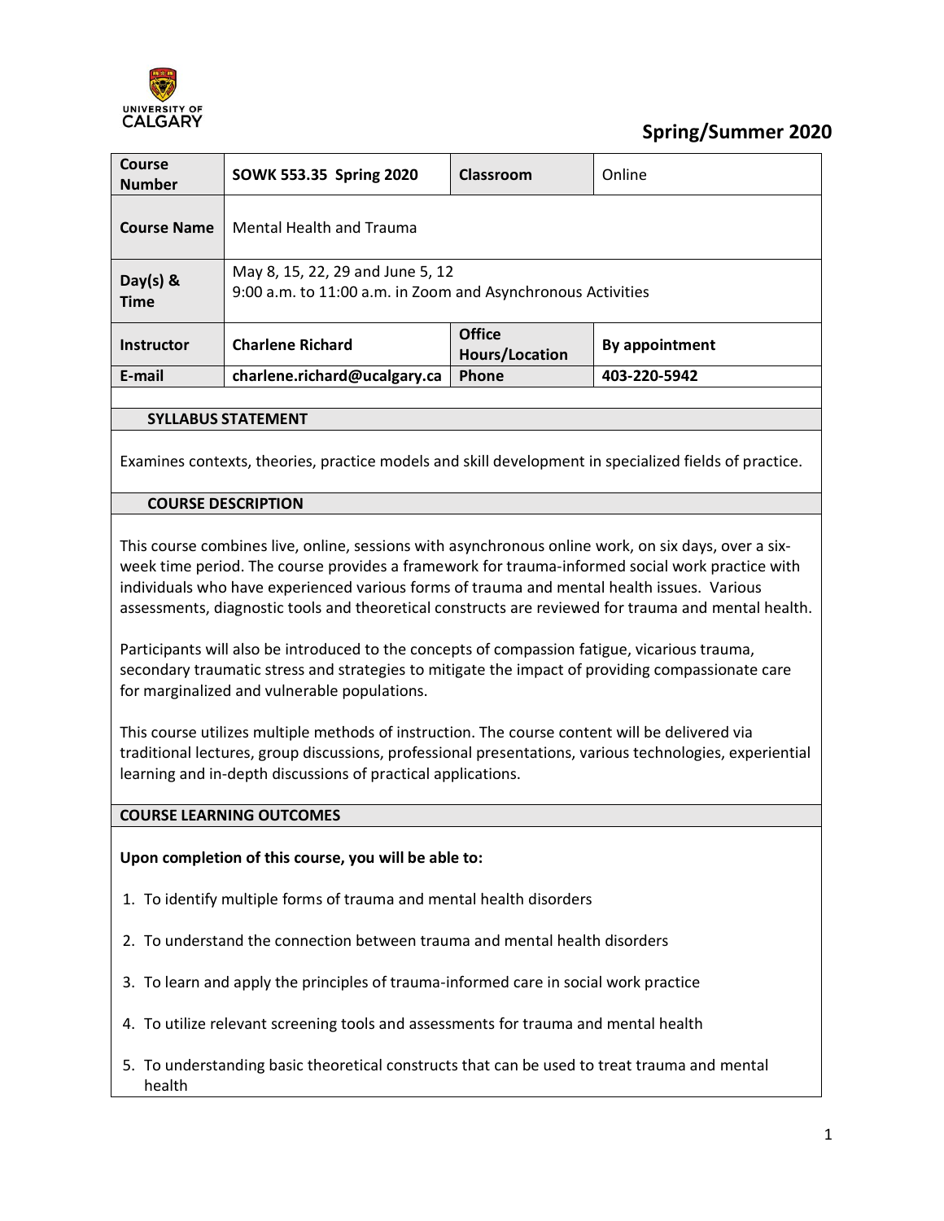## Spring/Summer 2020

| Course Number | SOWK 553.35 Spring 2020 | Classroom | Online |
|---|---|---|---|
| Course Name | Mental Health and Trauma | | |
| Day(s) & Time | May 8, 15, 22, 29 and June 5, 12<br>9:00 a.m. to 11:00 a.m. in Zoom and Asynchronous Activities | | |
| Instructor | Charlene Richard | Office Hours/Location | By appointment |
| E-mail | charlene.richard@ucalgary.ca | Phone | 403-220-5942 |

### SYLLABUS STATEMENT

Examines contexts, theories, practice models and skill development in specialized fields of practice.

### COURSE DESCRIPTION

This course combines live, online, sessions with asynchronous online work, on six days, over a six-week time period. The course provides a framework for trauma-informed social work practice with individuals who have experienced various forms of trauma and mental health issues. Various assessments, diagnostic tools and theoretical constructs are reviewed for trauma and mental health.

Participants will also be introduced to the concepts of compassion fatigue, vicarious trauma, secondary traumatic stress and strategies to mitigate the impact of providing compassionate care for marginalized and vulnerable populations.

This course utilizes multiple methods of instruction. The course content will be delivered via traditional lectures, group discussions, professional presentations, various technologies, experiential learning and in-depth discussions of practical applications.

### COURSE LEARNING OUTCOMES

**Upon completion of this course, you will be able to:**

1. To identify multiple forms of trauma and mental health disorders
2. To understand the connection between trauma and mental health disorders
3. To learn and apply the principles of trauma-informed care in social work practice
4. To utilize relevant screening tools and assessments for trauma and mental health
5. To understanding basic theoretical constructs that can be used to treat trauma and mental health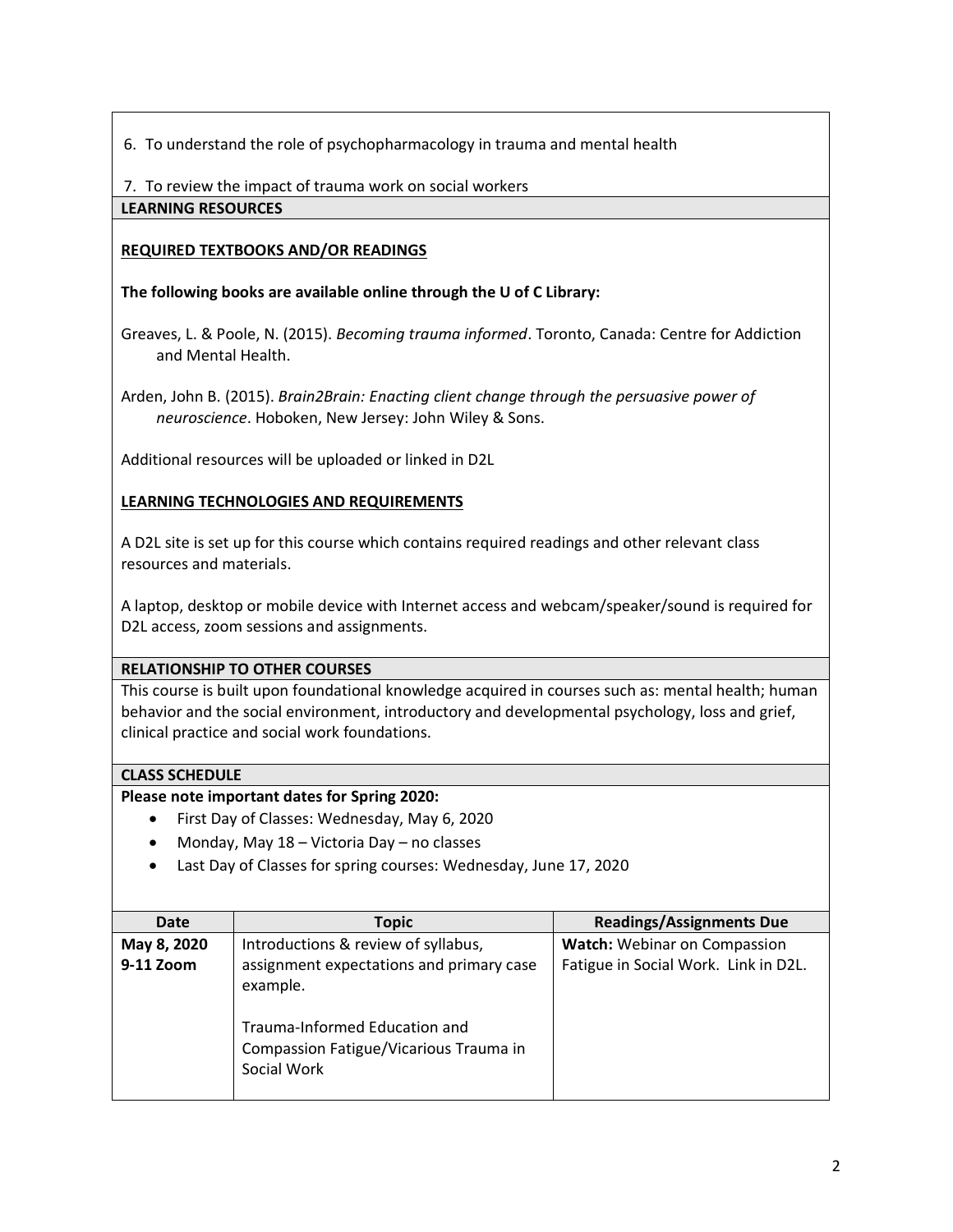6. To understand the role of psychopharmacology in trauma and mental health

7. To review the impact of trauma work on social workers

## LEARNING RESOURCES

### REQUIRED TEXTBOOKS AND/OR READINGS

**The following books are available online through the U of C Library:**

Greaves, L. & Poole, N. (2015). *Becoming trauma informed*. Toronto, Canada: Centre for Addiction and Mental Health.

Arden, John B. (2015). *Brain2Brain: Enacting client change through the persuasive power of neuroscience*. Hoboken, New Jersey: John Wiley & Sons.

Additional resources will be uploaded or linked in D2L

### LEARNING TECHNOLOGIES AND REQUIREMENTS

A D2L site is set up for this course which contains required readings and other relevant class resources and materials.

A laptop, desktop or mobile device with Internet access and webcam/speaker/sound is required for D2L access, zoom sessions and assignments.

## RELATIONSHIP TO OTHER COURSES

This course is built upon foundational knowledge acquired in courses such as: mental health; human behavior and the social environment, introductory and developmental psychology, loss and grief, clinical practice and social work foundations.

## CLASS SCHEDULE

**Please note important dates for Spring 2020:**

- First Day of Classes: Wednesday, May 6, 2020
- Monday, May 18 – Victoria Day – no classes
- Last Day of Classes for spring courses: Wednesday, June 17, 2020

| Date | Topic | Readings/Assignments Due |
|---|---|---|
| **May 8, 2020 9-11 Zoom** | Introductions & review of syllabus, assignment expectations and primary case example.<br><br>Trauma-Informed Education and Compassion Fatigue/Vicarious Trauma in Social Work | **Watch:** Webinar on Compassion Fatigue in Social Work. Link in D2L. |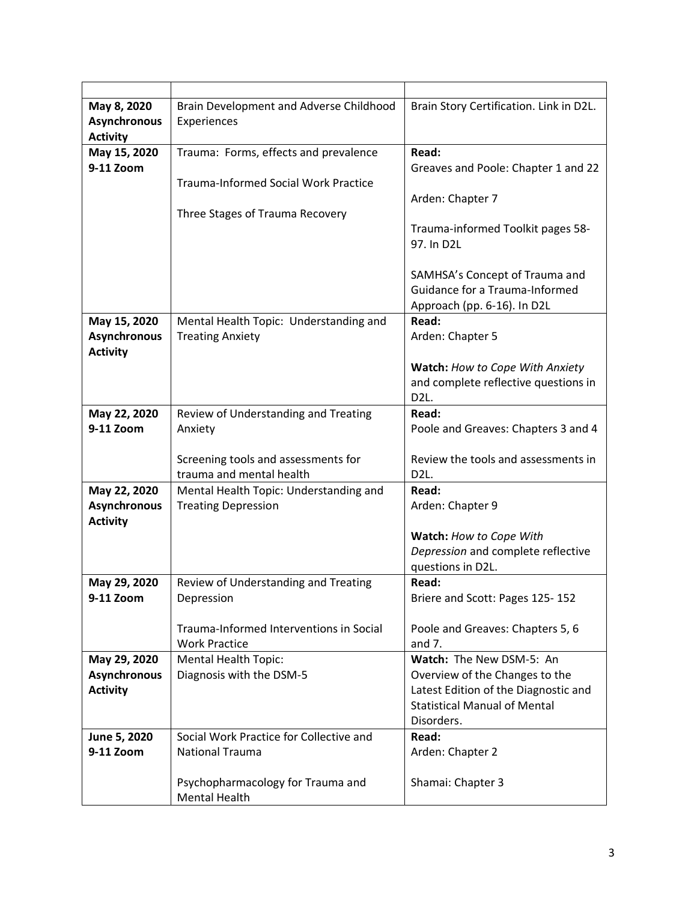| | | |
|---|---|---|
| **May 8, 2020 Asynchronous Activity** | Brain Development and Adverse Childhood Experiences | Brain Story Certification. Link in D2L. |
| **May 15, 2020 9-11 Zoom** | Trauma: Forms, effects and prevalence<br><br>Trauma-Informed Social Work Practice<br><br>Three Stages of Trauma Recovery | **Read:**<br>Greaves and Poole: Chapter 1 and 22<br><br>Arden: Chapter 7<br><br>Trauma-informed Toolkit pages 58-97. In D2L<br><br>SAMHSA's Concept of Trauma and Guidance for a Trauma-Informed Approach (pp. 6-16). In D2L |
| **May 15, 2020 Asynchronous Activity** | Mental Health Topic: Understanding and Treating Anxiety | **Read:**<br>Arden: Chapter 5<br><br>**Watch:** *How to Cope With Anxiety* and complete reflective questions in D2L. |
| **May 22, 2020 9-11 Zoom** | Review of Understanding and Treating Anxiety<br><br>Screening tools and assessments for trauma and mental health | **Read:**<br>Poole and Greaves: Chapters 3 and 4<br><br>Review the tools and assessments in D2L. |
| **May 22, 2020 Asynchronous Activity** | Mental Health Topic: Understanding and Treating Depression | **Read:**<br>Arden: Chapter 9<br><br>**Watch:** *How to Cope With Depression* and complete reflective questions in D2L. |
| **May 29, 2020 9-11 Zoom** | Review of Understanding and Treating Depression<br><br>Trauma-Informed Interventions in Social Work Practice | **Read:**<br>Briere and Scott: Pages 125- 152<br><br>Poole and Greaves: Chapters 5, 6 and 7. |
| **May 29, 2020 Asynchronous Activity** | Mental Health Topic:<br>Diagnosis with the DSM-5 | **Watch:** The New DSM-5: An Overview of the Changes to the Latest Edition of the Diagnostic and Statistical Manual of Mental Disorders. |
| **June 5, 2020 9-11 Zoom** | Social Work Practice for Collective and National Trauma<br><br>Psychopharmacology for Trauma and Mental Health | **Read:**<br>Arden: Chapter 2<br><br>Shamai: Chapter 3 |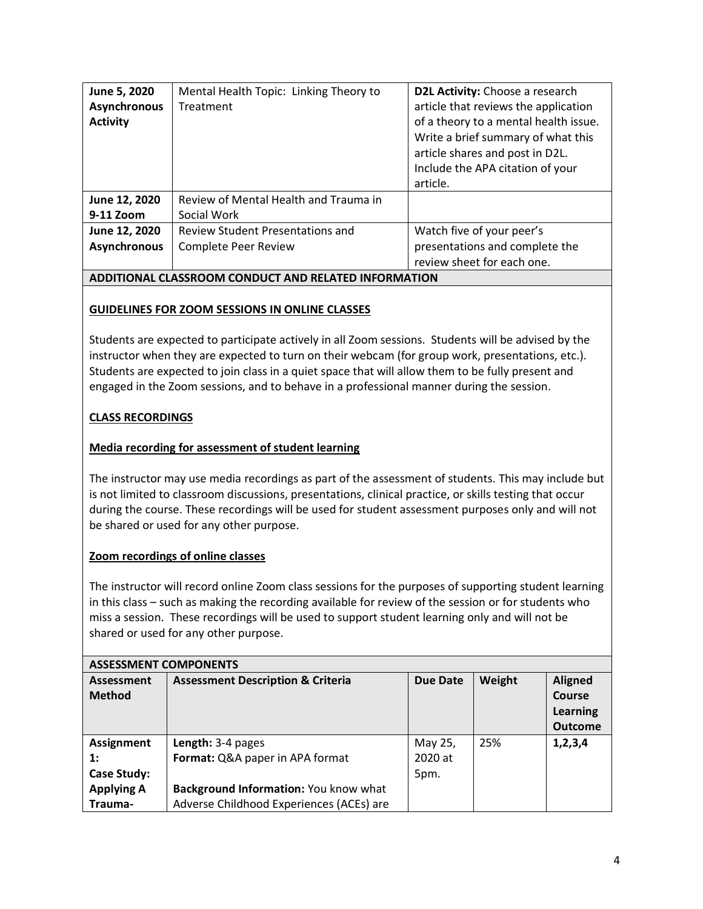| | | |
|---|---|---|
| **June 5, 2020 Asynchronous Activity** | Mental Health Topic: Linking Theory to Treatment | **D2L Activity:** Choose a research article that reviews the application of a theory to a mental health issue. Write a brief summary of what this article shares and post in D2L. Include the APA citation of your article. |
| **June 12, 2020 9-11 Zoom** | Review of Mental Health and Trauma in Social Work | |
| **June 12, 2020 Asynchronous** | Review Student Presentations and Complete Peer Review | Watch five of your peer's presentations and complete the review sheet for each one. |

**ADDITIONAL CLASSROOM CONDUCT AND RELATED INFORMATION**

**GUIDELINES FOR ZOOM SESSIONS IN ONLINE CLASSES**

Students are expected to participate actively in all Zoom sessions. Students will be advised by the instructor when they are expected to turn on their webcam (for group work, presentations, etc.). Students are expected to join class in a quiet space that will allow them to be fully present and engaged in the Zoom sessions, and to behave in a professional manner during the session.

**CLASS RECORDINGS**

**Media recording for assessment of student learning**

The instructor may use media recordings as part of the assessment of students. This may include but is not limited to classroom discussions, presentations, clinical practice, or skills testing that occur during the course. These recordings will be used for student assessment purposes only and will not be shared or used for any other purpose.

**Zoom recordings of online classes**

The instructor will record online Zoom class sessions for the purposes of supporting student learning in this class – such as making the recording available for review of the session or for students who miss a session. These recordings will be used to support student learning only and will not be shared or used for any other purpose.

**ASSESSMENT COMPONENTS**

| Assessment Method | Assessment Description & Criteria | Due Date | Weight | Aligned Course Learning Outcome |
|---|---|---|---|---|
| **Assignment 1: Case Study: Applying A Trauma-** | **Length:** 3-4 pages<br>**Format:** Q&A paper in APA format<br><br>**Background Information:** You know what Adverse Childhood Experiences (ACEs) are | May 25, 2020 at 5pm. | 25% | **1,2,3,4** |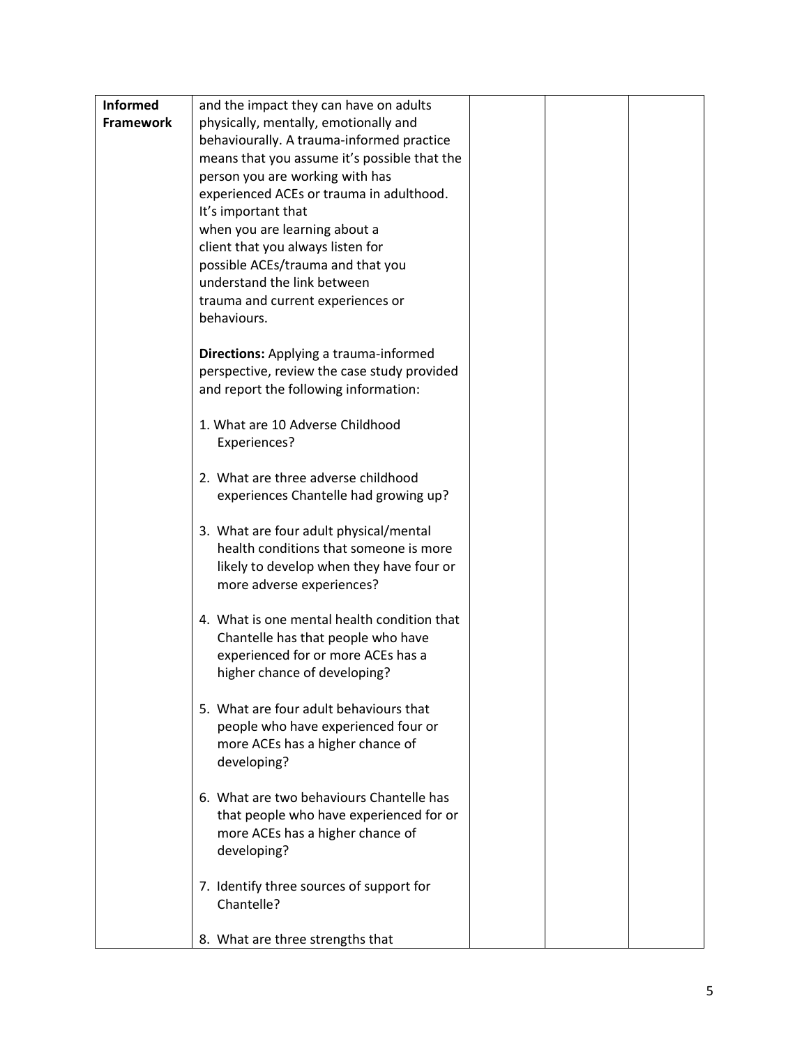| **Informed Framework** | and the impact they can have on adults physically, mentally, emotionally and behaviourally. A trauma-informed practice means that you assume it's possible that the person you are working with has experienced ACEs or trauma in adulthood. It's important that when you are learning about a client that you always listen for possible ACEs/trauma and that you understand the link between trauma and current experiences or behaviours.<br><br>**Directions:** Applying a trauma-informed perspective, review the case study provided and report the following information:<br><br>1. What are 10 Adverse Childhood Experiences?<br><br>2. What are three adverse childhood experiences Chantelle had growing up?<br><br>3. What are four adult physical/mental health conditions that someone is more likely to develop when they have four or more adverse experiences?<br><br>4. What is one mental health condition that Chantelle has that people who have experienced for or more ACEs has a higher chance of developing?<br><br>5. What are four adult behaviours that people who have experienced four or more ACEs has a higher chance of developing?<br><br>6. What are two behaviours Chantelle has that people who have experienced for or more ACEs has a higher chance of developing?<br><br>7. Identify three sources of support for Chantelle?<br><br>8. What are three strengths that | | | |
|---|---|---|---|---|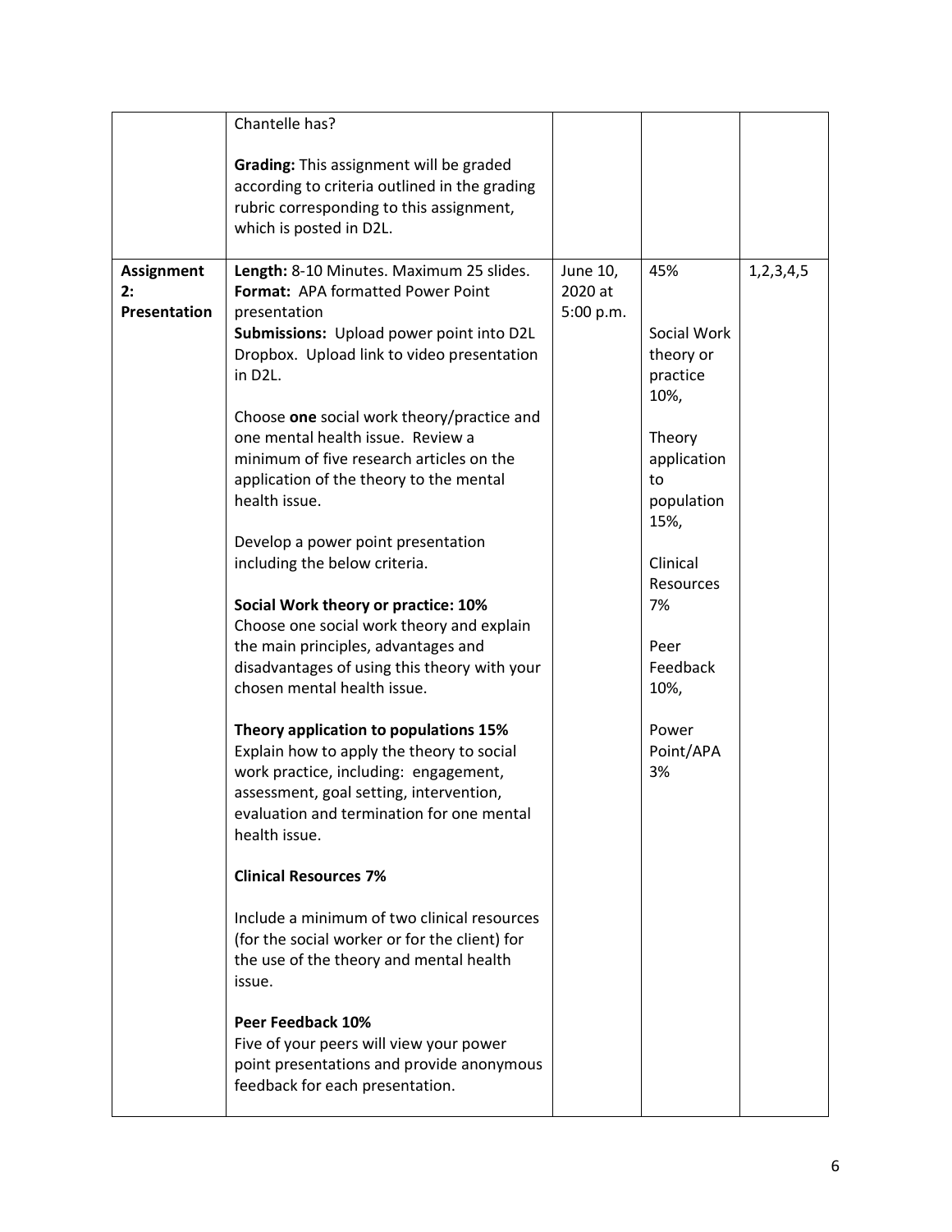| | Chantelle has?<br><br>**Grading:** This assignment will be graded according to criteria outlined in the grading rubric corresponding to this assignment, which is posted in D2L. | | | |
|---|---|---|---|---|
| **Assignment 2: Presentation** | **Length:** 8-10 Minutes. Maximum 25 slides.<br>**Format:** APA formatted Power Point presentation<br>**Submissions:** Upload power point into D2L Dropbox. Upload link to video presentation in D2L.<br><br>Choose **one** social work theory/practice and one mental health issue. Review a minimum of five research articles on the application of the theory to the mental health issue.<br><br>Develop a power point presentation including the below criteria.<br><br>**Social Work theory or practice: 10%**<br>Choose one social work theory and explain the main principles, advantages and disadvantages of using this theory with your chosen mental health issue.<br><br>**Theory application to populations 15%**<br>Explain how to apply the theory to social work practice, including: engagement, assessment, goal setting, intervention, evaluation and termination for one mental health issue.<br><br>**Clinical Resources 7%**<br><br>Include a minimum of two clinical resources (for the social worker or for the client) for the use of the theory and mental health issue.<br><br>**Peer Feedback 10%**<br>Five of your peers will view your power point presentations and provide anonymous feedback for each presentation. | June 10, 2020 at 5:00 p.m. | 45%<br><br>Social Work theory or practice 10%,<br><br>Theory application to population 15%,<br><br>Clinical Resources 7%<br><br>Peer Feedback 10%,<br><br>Power Point/APA 3% | 1,2,3,4,5 |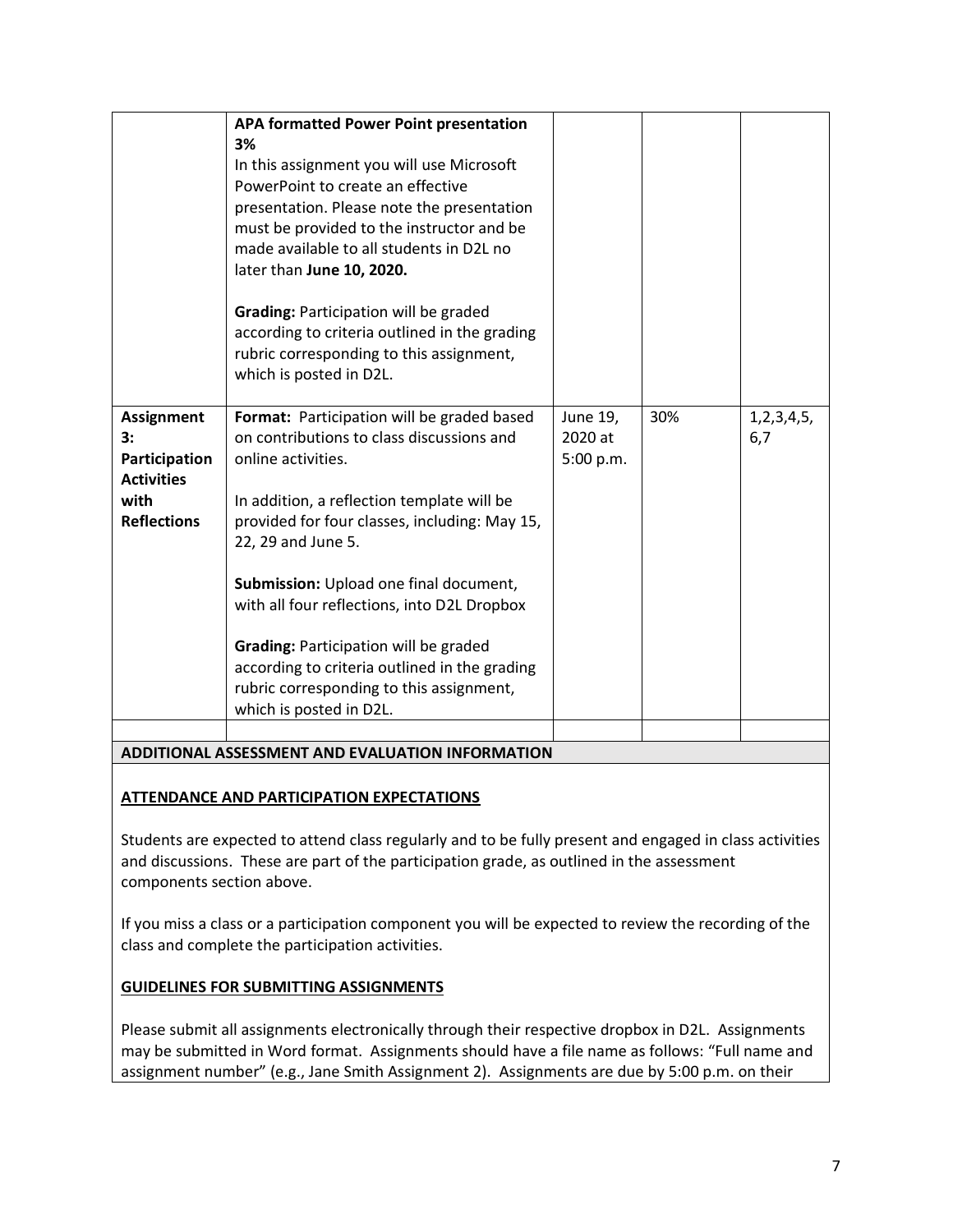| | | | | |
|---|---|---|---|---|
| | **APA formatted Power Point presentation 3%**<br>In this assignment you will use Microsoft PowerPoint to create an effective presentation. Please note the presentation must be provided to the instructor and be made available to all students in D2L no later than **June 10, 2020.**<br><br>**Grading:** Participation will be graded according to criteria outlined in the grading rubric corresponding to this assignment, which is posted in D2L. | | | |
| **Assignment 3: Participation Activities with Reflections** | **Format:** Participation will be graded based on contributions to class discussions and online activities.<br><br>In addition, a reflection template will be provided for four classes, including: May 15, 22, 29 and June 5.<br><br>**Submission:** Upload one final document, with all four reflections, into D2L Dropbox<br><br>**Grading:** Participation will be graded according to criteria outlined in the grading rubric corresponding to this assignment, which is posted in D2L. | June 19, 2020 at 5:00 p.m. | 30% | 1,2,3,4,5, 6,7 |
| | | | | |

**ADDITIONAL ASSESSMENT AND EVALUATION INFORMATION**

**ATTENDANCE AND PARTICIPATION EXPECTATIONS**

Students are expected to attend class regularly and to be fully present and engaged in class activities and discussions. These are part of the participation grade, as outlined in the assessment components section above.

If you miss a class or a participation component you will be expected to review the recording of the class and complete the participation activities.

**GUIDELINES FOR SUBMITTING ASSIGNMENTS**

Please submit all assignments electronically through their respective dropbox in D2L. Assignments may be submitted in Word format. Assignments should have a file name as follows: "Full name and assignment number" (e.g., Jane Smith Assignment 2). Assignments are due by 5:00 p.m. on their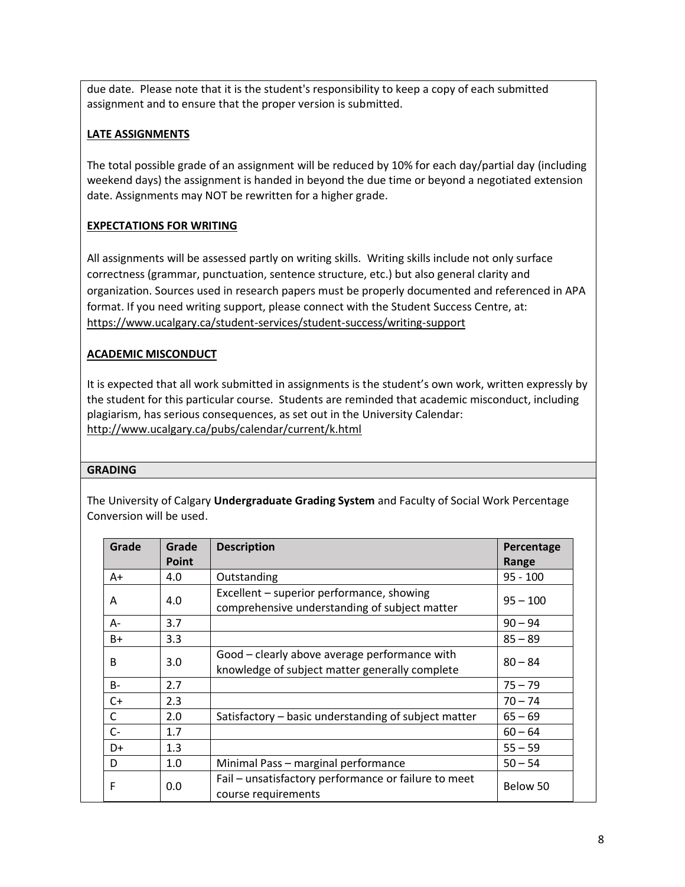due date. Please note that it is the student's responsibility to keep a copy of each submitted assignment and to ensure that the proper version is submitted.

**LATE ASSIGNMENTS**

The total possible grade of an assignment will be reduced by 10% for each day/partial day (including weekend days) the assignment is handed in beyond the due time or beyond a negotiated extension date. Assignments may NOT be rewritten for a higher grade.

**EXPECTATIONS FOR WRITING**

All assignments will be assessed partly on writing skills. Writing skills include not only surface correctness (grammar, punctuation, sentence structure, etc.) but also general clarity and organization. Sources used in research papers must be properly documented and referenced in APA format. If you need writing support, please connect with the Student Success Centre, at: https://www.ucalgary.ca/student-services/student-success/writing-support

**ACADEMIC MISCONDUCT**

It is expected that all work submitted in assignments is the student's own work, written expressly by the student for this particular course. Students are reminded that academic misconduct, including plagiarism, has serious consequences, as set out in the University Calendar: http://www.ucalgary.ca/pubs/calendar/current/k.html

## GRADING

The University of Calgary **Undergraduate Grading System** and Faculty of Social Work Percentage Conversion will be used.

| Grade | Grade Point | Description | Percentage Range |
|---|---|---|---|
| A+ | 4.0 | Outstanding | 95 - 100 |
| A | 4.0 | Excellent – superior performance, showing comprehensive understanding of subject matter | 95 – 100 |
| A- | 3.7 | | 90 – 94 |
| B+ | 3.3 | | 85 – 89 |
| B | 3.0 | Good – clearly above average performance with knowledge of subject matter generally complete | 80 – 84 |
| B- | 2.7 | | 75 – 79 |
| C+ | 2.3 | | 70 – 74 |
| C | 2.0 | Satisfactory – basic understanding of subject matter | 65 – 69 |
| C- | 1.7 | | 60 – 64 |
| D+ | 1.3 | | 55 – 59 |
| D | 1.0 | Minimal Pass – marginal performance | 50 – 54 |
| F | 0.0 | Fail – unsatisfactory performance or failure to meet course requirements | Below 50 |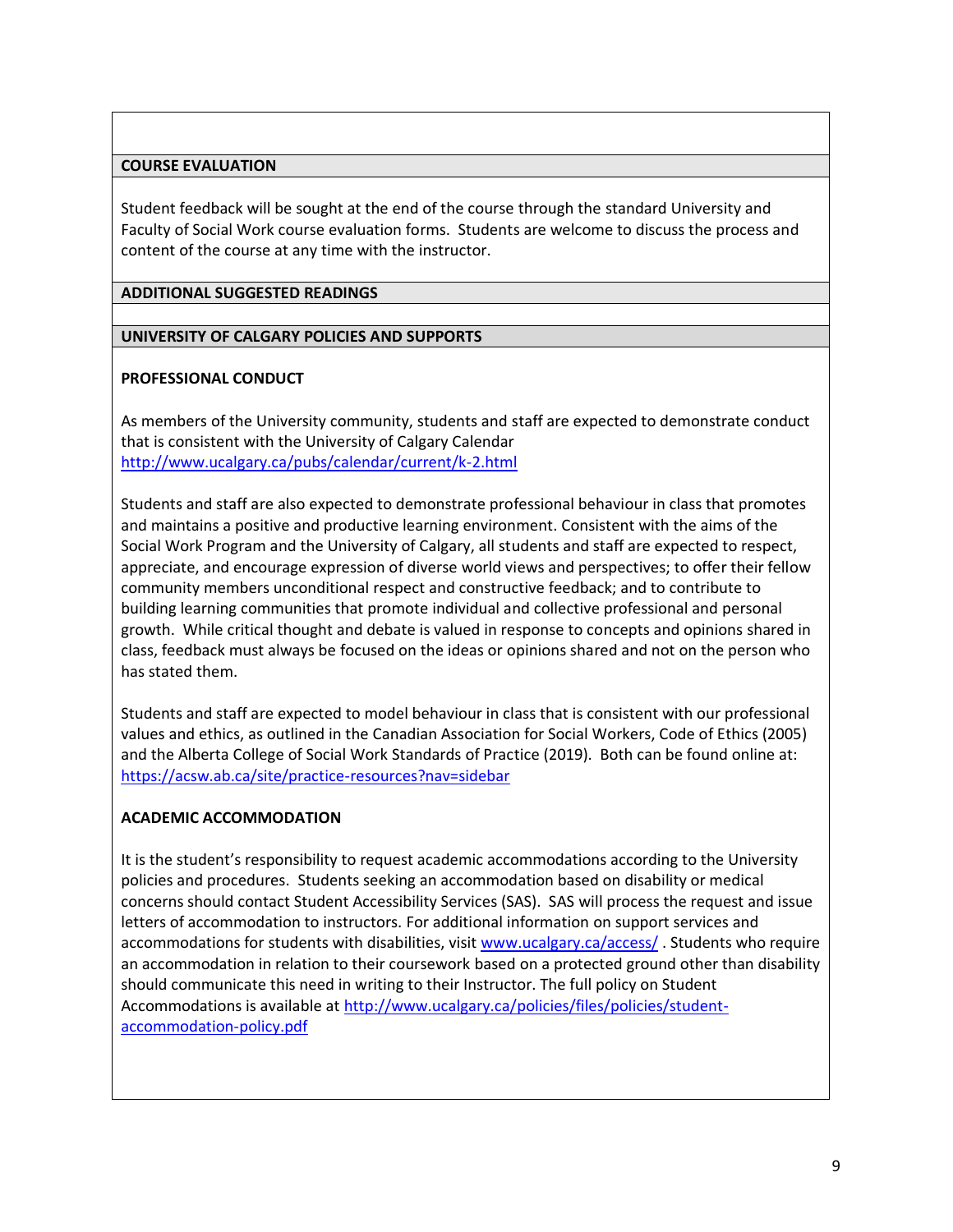## COURSE EVALUATION

Student feedback will be sought at the end of the course through the standard University and Faculty of Social Work course evaluation forms. Students are welcome to discuss the process and content of the course at any time with the instructor.

## ADDITIONAL SUGGESTED READINGS

## UNIVERSITY OF CALGARY POLICIES AND SUPPORTS

### PROFESSIONAL CONDUCT

As members of the University community, students and staff are expected to demonstrate conduct that is consistent with the University of Calgary Calendar http://www.ucalgary.ca/pubs/calendar/current/k-2.html

Students and staff are also expected to demonstrate professional behaviour in class that promotes and maintains a positive and productive learning environment. Consistent with the aims of the Social Work Program and the University of Calgary, all students and staff are expected to respect, appreciate, and encourage expression of diverse world views and perspectives; to offer their fellow community members unconditional respect and constructive feedback; and to contribute to building learning communities that promote individual and collective professional and personal growth. While critical thought and debate is valued in response to concepts and opinions shared in class, feedback must always be focused on the ideas or opinions shared and not on the person who has stated them.

Students and staff are expected to model behaviour in class that is consistent with our professional values and ethics, as outlined in the Canadian Association for Social Workers, Code of Ethics (2005) and the Alberta College of Social Work Standards of Practice (2019). Both can be found online at: https://acsw.ab.ca/site/practice-resources?nav=sidebar

### ACADEMIC ACCOMMODATION

It is the student's responsibility to request academic accommodations according to the University policies and procedures. Students seeking an accommodation based on disability or medical concerns should contact Student Accessibility Services (SAS). SAS will process the request and issue letters of accommodation to instructors. For additional information on support services and accommodations for students with disabilities, visit www.ucalgary.ca/access/ . Students who require an accommodation in relation to their coursework based on a protected ground other than disability should communicate this need in writing to their Instructor. The full policy on Student Accommodations is available at http://www.ucalgary.ca/policies/files/policies/student-accommodation-policy.pdf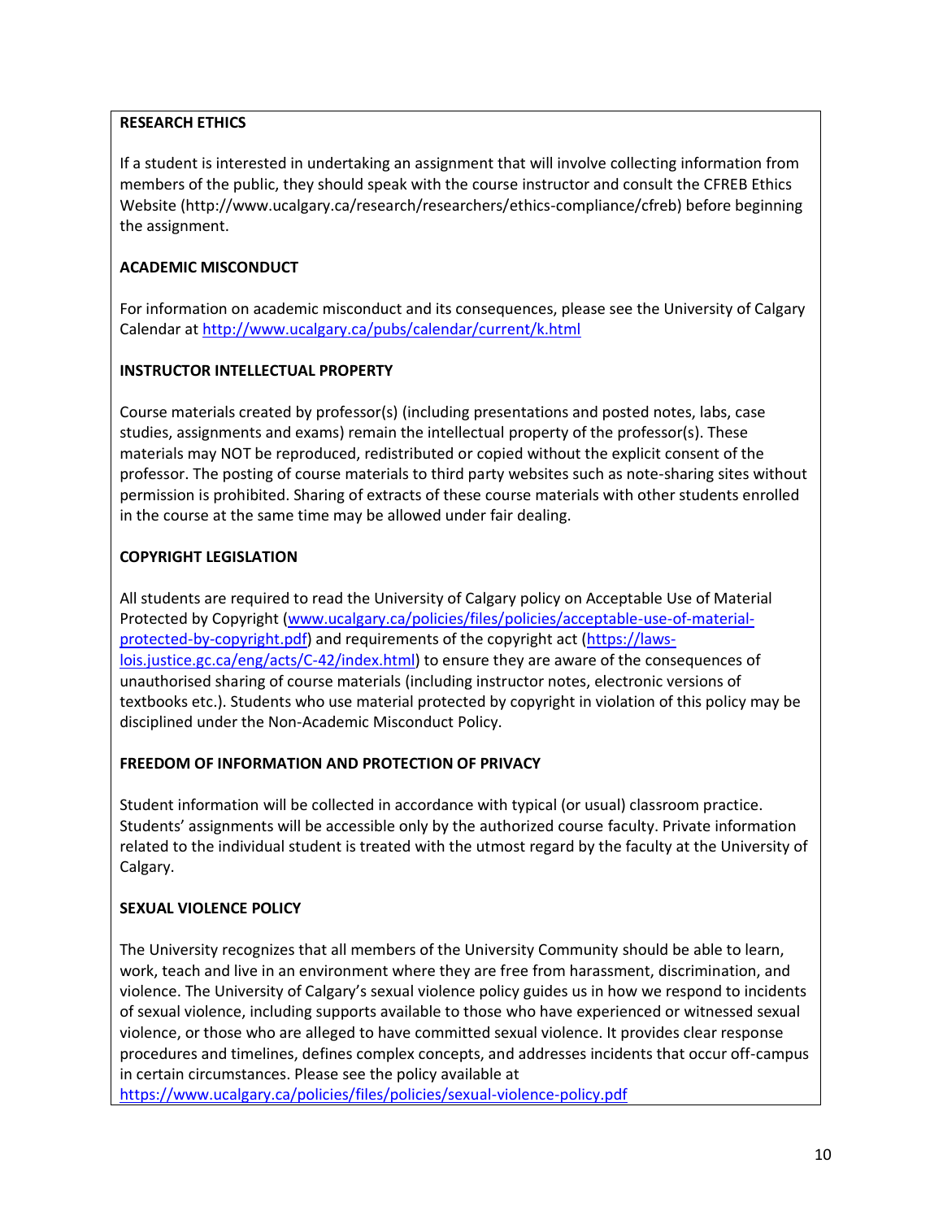**RESEARCH ETHICS**

If a student is interested in undertaking an assignment that will involve collecting information from members of the public, they should speak with the course instructor and consult the CFREB Ethics Website (http://www.ucalgary.ca/research/researchers/ethics-compliance/cfreb) before beginning the assignment.

**ACADEMIC MISCONDUCT**

For information on academic misconduct and its consequences, please see the University of Calgary Calendar at http://www.ucalgary.ca/pubs/calendar/current/k.html

**INSTRUCTOR INTELLECTUAL PROPERTY**

Course materials created by professor(s) (including presentations and posted notes, labs, case studies, assignments and exams) remain the intellectual property of the professor(s). These materials may NOT be reproduced, redistributed or copied without the explicit consent of the professor. The posting of course materials to third party websites such as note-sharing sites without permission is prohibited. Sharing of extracts of these course materials with other students enrolled in the course at the same time may be allowed under fair dealing.

**COPYRIGHT LEGISLATION**

All students are required to read the University of Calgary policy on Acceptable Use of Material Protected by Copyright (www.ucalgary.ca/policies/files/policies/acceptable-use-of-material-protected-by-copyright.pdf) and requirements of the copyright act (https://laws-lois.justice.gc.ca/eng/acts/C-42/index.html) to ensure they are aware of the consequences of unauthorised sharing of course materials (including instructor notes, electronic versions of textbooks etc.). Students who use material protected by copyright in violation of this policy may be disciplined under the Non-Academic Misconduct Policy.

**FREEDOM OF INFORMATION AND PROTECTION OF PRIVACY**

Student information will be collected in accordance with typical (or usual) classroom practice. Students' assignments will be accessible only by the authorized course faculty. Private information related to the individual student is treated with the utmost regard by the faculty at the University of Calgary.

**SEXUAL VIOLENCE POLICY**

The University recognizes that all members of the University Community should be able to learn, work, teach and live in an environment where they are free from harassment, discrimination, and violence. The University of Calgary's sexual violence policy guides us in how we respond to incidents of sexual violence, including supports available to those who have experienced or witnessed sexual violence, or those who are alleged to have committed sexual violence. It provides clear response procedures and timelines, defines complex concepts, and addresses incidents that occur off-campus in certain circumstances. Please see the policy available at https://www.ucalgary.ca/policies/files/policies/sexual-violence-policy.pdf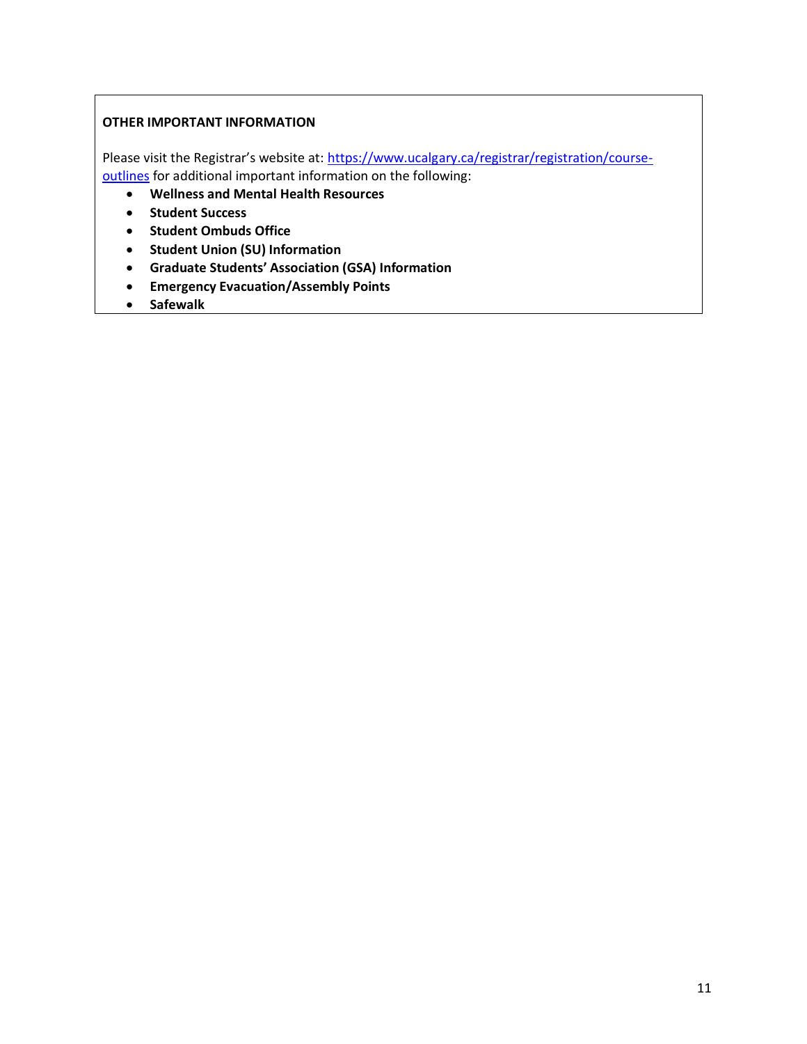**OTHER IMPORTANT INFORMATION**

Please visit the Registrar's website at: [https://www.ucalgary.ca/registrar/registration/course-outlines](https://www.ucalgary.ca/registrar/registration/course-outlines) for additional important information on the following:

- **Wellness and Mental Health Resources**
- **Student Success**
- **Student Ombuds Office**
- **Student Union (SU) Information**
- **Graduate Students' Association (GSA) Information**
- **Emergency Evacuation/Assembly Points**
- **Safewalk**